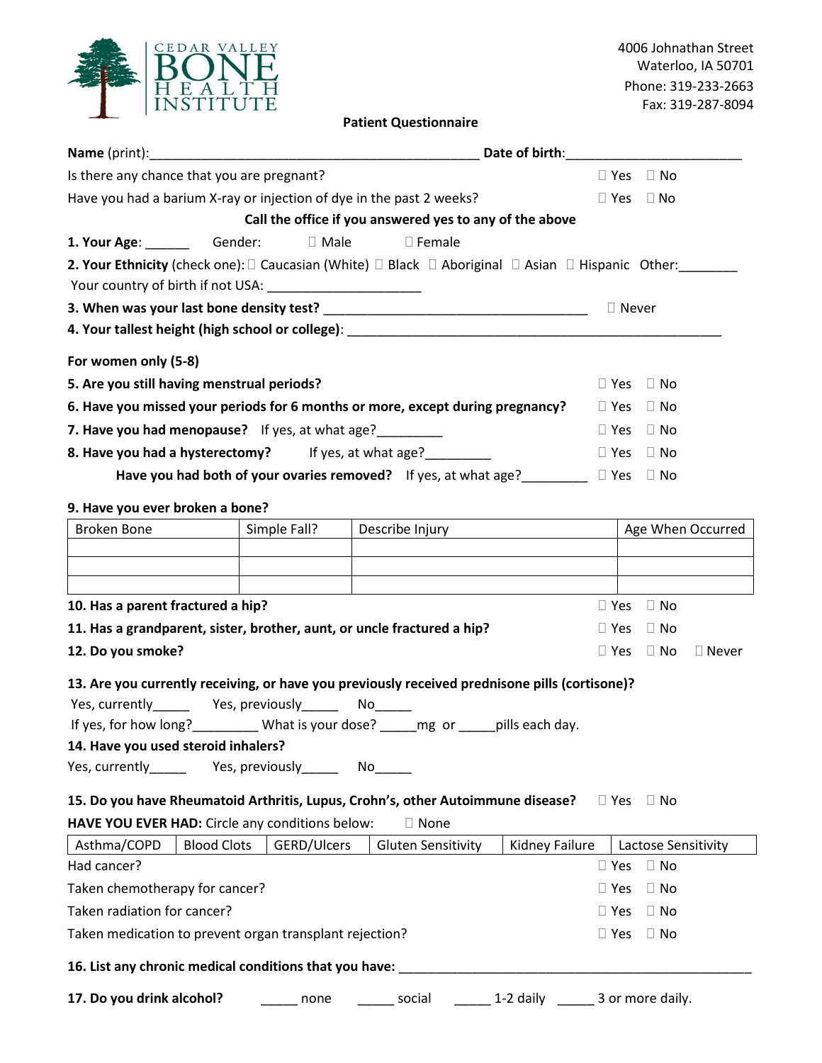CEDAR VALLEY BONE HEALTH INSTITUTE

4006 Johnathan Street
Waterloo, IA 50701
Phone: 319-233-2663
Fax: 319-287-8094

## Patient Questionnaire

**Name** (print):_______________________________________________ **Date of birth**:_________________________

Is there any chance that you are pregnant? ☐ Yes ☐ No

Have you had a barium X-ray or injection of dye in the past 2 weeks? ☐ Yes ☐ No

**Call the office if you answered yes to any of the above**

**1. Your Age**: ______ Gender: ☐ Male ☐ Female

**2. Your Ethnicity** (check one): ☐ Caucasian (White) ☐ Black ☐ Aboriginal ☐ Asian ☐ Hispanic Other:________

Your country of birth if not USA: _____________________

**3. When was your last bone density test?** ____________________________________ ☐ Never

**4. Your tallest height (high school or college)**: ______________________________________________________

**For women only (5-8)**

**5. Are you still having menstrual periods?** ☐ Yes ☐ No

**6. Have you missed your periods for 6 months or more, except during pregnancy?** ☐ Yes ☐ No

**7. Have you had menopause?** If yes, at what age?_________ ☐ Yes ☐ No

**8. Have you had a hysterectomy?** If yes, at what age?_________ ☐ Yes ☐ No

**Have you had both of your ovaries removed?** If yes, at what age?_________ ☐ Yes ☐ No

**9. Have you ever broken a bone?**

| Broken Bone | Simple Fall? | Describe Injury | Age When Occurred |
|---|---|---|---|
| | | | |
| | | | |
| | | | |

**10. Has a parent fractured a hip?** ☐ Yes ☐ No

**11. Has a grandparent, sister, brother, aunt, or uncle fractured a hip?** ☐ Yes ☐ No

**12. Do you smoke?** ☐ Yes ☐ No ☐ Never

**13. Are you currently receiving, or have you previously received prednisone pills (cortisone)?**

Yes, currently_____ Yes, previously_____ No_____

If yes, for how long?_________ What is your dose? _____mg or _____pills each day.

**14. Have you used steroid inhalers?**

Yes, currently_____ Yes, previously_____ No_____

**15. Do you have Rheumatoid Arthritis, Lupus, Crohn's, other Autoimmune disease?** ☐ Yes ☐ No

**HAVE YOU EVER HAD:** Circle any conditions below: ☐ None

| Asthma/COPD | Blood Clots | GERD/Ulcers | Gluten Sensitivity | Kidney Failure | Lactose Sensitivity |
|---|---|---|---|---|---|

Had cancer? ☐ Yes ☐ No

Taken chemotherapy for cancer? ☐ Yes ☐ No

Taken radiation for cancer? ☐ Yes ☐ No

Taken medication to prevent organ transplant rejection? ☐ Yes ☐ No

**16. List any chronic medical conditions that you have:** ______________________________________________________

**17. Do you drink alcohol?** _____ none _____ social _____ 1-2 daily _____ 3 or more daily.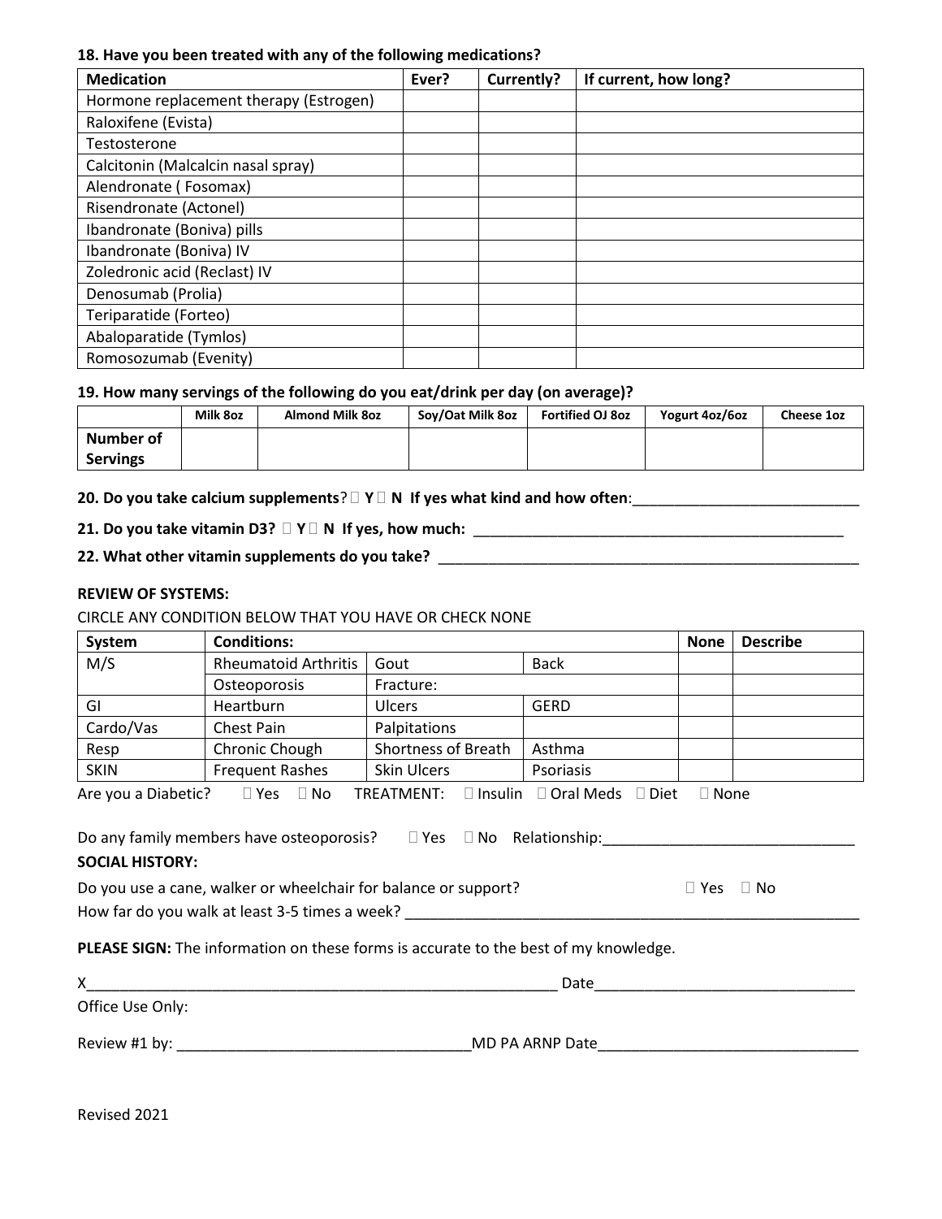**18. Have you been treated with any of the following medications?**

| Medication | Ever? | Currently? | If current, how long? |
|---|---|---|---|
| Hormone replacement therapy (Estrogen) | | | |
| Raloxifene (Evista) | | | |
| Testosterone | | | |
| Calcitonin (Malcalcin nasal spray) | | | |
| Alendronate ( Fosomax) | | | |
| Risendronate (Actonel) | | | |
| Ibandronate (Boniva) pills | | | |
| Ibandronate (Boniva) IV | | | |
| Zoledronic acid (Reclast) IV | | | |
| Denosumab (Prolia) | | | |
| Teriparatide (Forteo) | | | |
| Abaloparatide (Tymlos) | | | |
| Romosozumab (Evenity) | | | |

**19. How many servings of the following do you eat/drink per day (on average)?**

| | Milk 8oz | Almond Milk 8oz | Soy/Oat Milk 8oz | Fortified OJ 8oz | Yogurt 4oz/6oz | Cheese 1oz |
|---|---|---|---|---|---|---|
| **Number of Servings** | | | | | | |

**20. Do you take calcium supplements**? ☐ **Y** ☐ **N If yes what kind and how often**:___________________________

**21. Do you take vitamin D3?** ☐ **Y** ☐ **N If yes, how much:** ______________________________________________

**22. What other vitamin supplements do you take?** ____________________________________________________

**REVIEW OF SYSTEMS:**

CIRCLE ANY CONDITION BELOW THAT YOU HAVE OR CHECK NONE

| System | Conditions: | | | None | Describe |
|---|---|---|---|---|---|
| M/S | Rheumatoid Arthritis | Gout | Back | | |
| | Osteoporosis | Fracture: | | | |
| GI | Heartburn | Ulcers | GERD | | |
| Cardo/Vas | Chest Pain | Palpitations | | | |
| Resp | Chronic Chough | Shortness of Breath | Asthma | | |
| SKIN | Frequent Rashes | Skin Ulcers | Psoriasis | | |

Are you a Diabetic? ☐ Yes ☐ No TREATMENT: ☐ Insulin ☐ Oral Meds ☐ Diet ☐ None

Do any family members have osteoporosis? ☐ Yes ☐ No Relationship:______________________________

**SOCIAL HISTORY:**

Do you use a cane, walker or wheelchair for balance or support? ☐ Yes ☐ No

How far do you walk at least 3-5 times a week? _______________________________________________________

**PLEASE SIGN:** The information on these forms is accurate to the best of my knowledge.

X__________________________________________________________ Date_______________________________

Office Use Only:

Review #1 by: ___________________________________MD PA ARNP Date_______________________________

Revised 2021